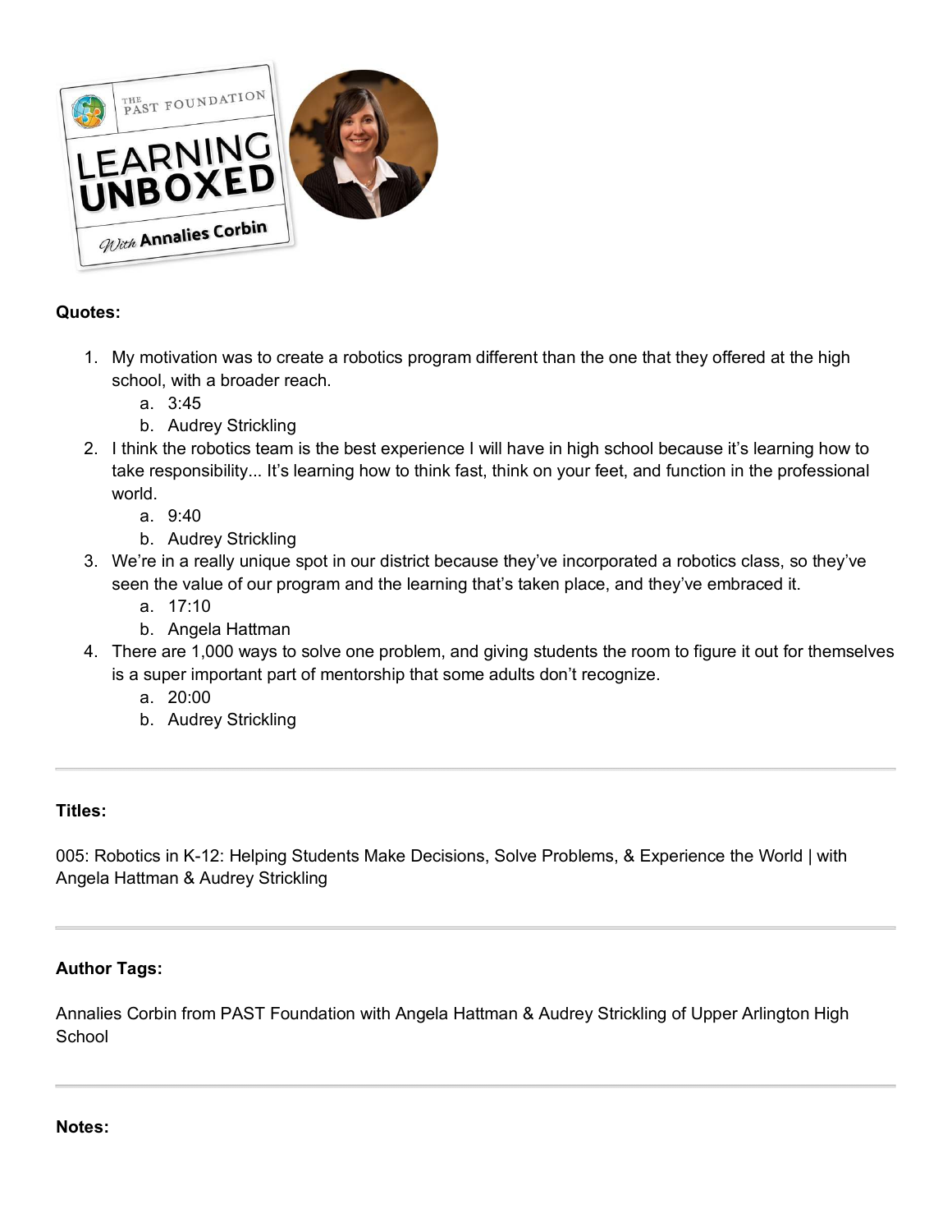**Quotes:**

1. My motivation was to create a robotics program different than the one that they offered at the high school, with a broader reach.
   a. 3:45
   b. Audrey Strickling
2. I think the robotics team is the best experience I will have in high school because it's learning how to take responsibility... It's learning how to think fast, think on your feet, and function in the professional world.
   a. 9:40
   b. Audrey Strickling
3. We're in a really unique spot in our district because they've incorporated a robotics class, so they've seen the value of our program and the learning that's taken place, and they've embraced it.
   a. 17:10
   b. Angela Hattman
4. There are 1,000 ways to solve one problem, and giving students the room to figure it out for themselves is a super important part of mentorship that some adults don't recognize.
   a. 20:00
   b. Audrey Strickling

---

**Titles:**

005: Robotics in K-12: Helping Students Make Decisions, Solve Problems, & Experience the World | with Angela Hattman & Audrey Strickling

---

**Author Tags:**

Annalies Corbin from PAST Foundation with Angela Hattman & Audrey Strickling of Upper Arlington High School

---

**Notes:**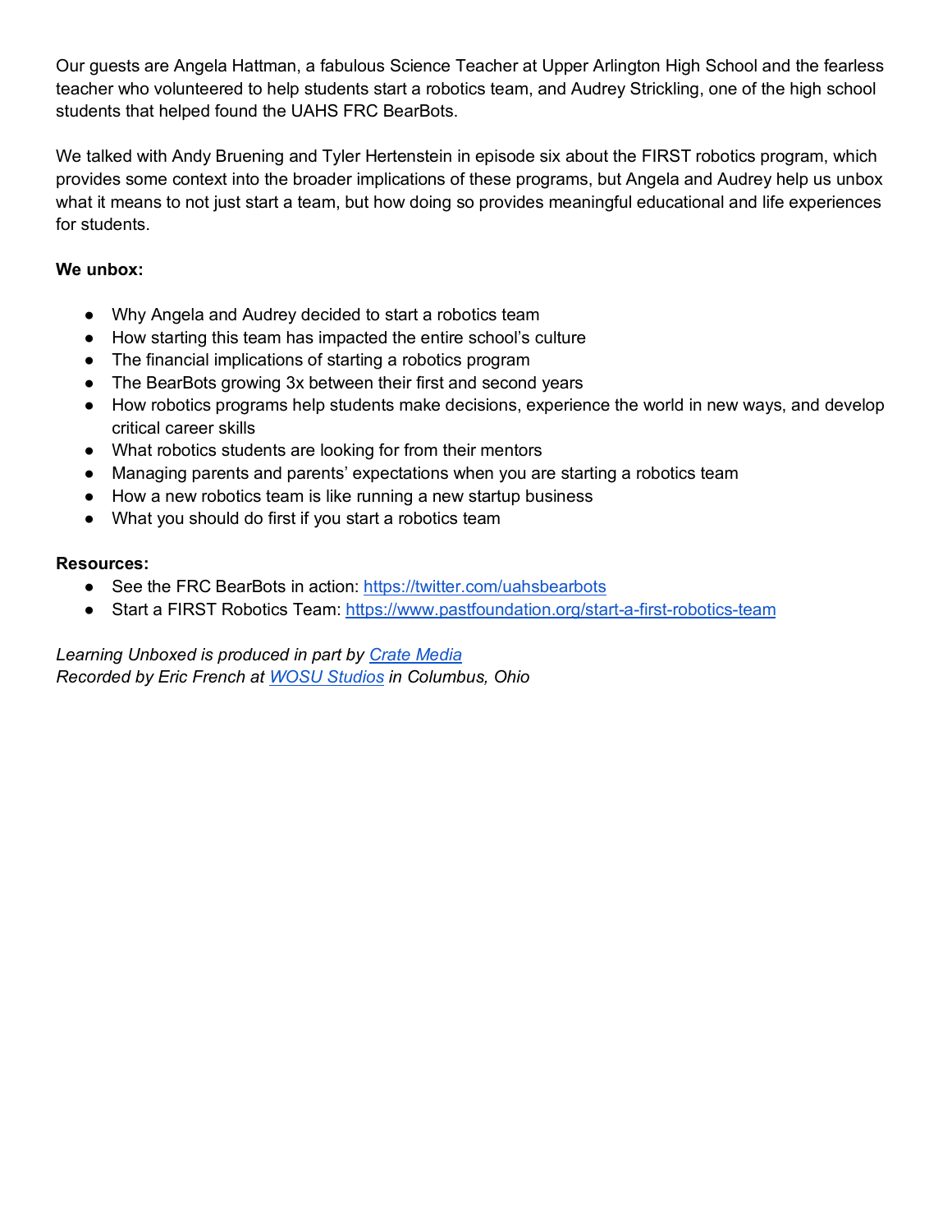Our guests are Angela Hattman, a fabulous Science Teacher at Upper Arlington High School and the fearless teacher who volunteered to help students start a robotics team, and Audrey Strickling, one of the high school students that helped found the UAHS FRC BearBots.

We talked with Andy Bruening and Tyler Hertenstein in episode six about the FIRST robotics program, which provides some context into the broader implications of these programs, but Angela and Audrey help us unbox what it means to not just start a team, but how doing so provides meaningful educational and life experiences for students.

**We unbox:**

- Why Angela and Audrey decided to start a robotics team
- How starting this team has impacted the entire school's culture
- The financial implications of starting a robotics program
- The BearBots growing 3x between their first and second years
- How robotics programs help students make decisions, experience the world in new ways, and develop critical career skills
- What robotics students are looking for from their mentors
- Managing parents and parents' expectations when you are starting a robotics team
- How a new robotics team is like running a new startup business
- What you should do first if you start a robotics team

**Resources:**

- See the FRC BearBots in action: [https://twitter.com/uahsbearbots](https://twitter.com/uahsbearbots)
- Start a FIRST Robotics Team: [https://www.pastfoundation.org/start-a-first-robotics-team](https://www.pastfoundation.org/start-a-first-robotics-team)

*Learning Unboxed is produced in part by [Crate Media](#)*
*Recorded by Eric French at [WOSU Studios](#) in Columbus, Ohio*